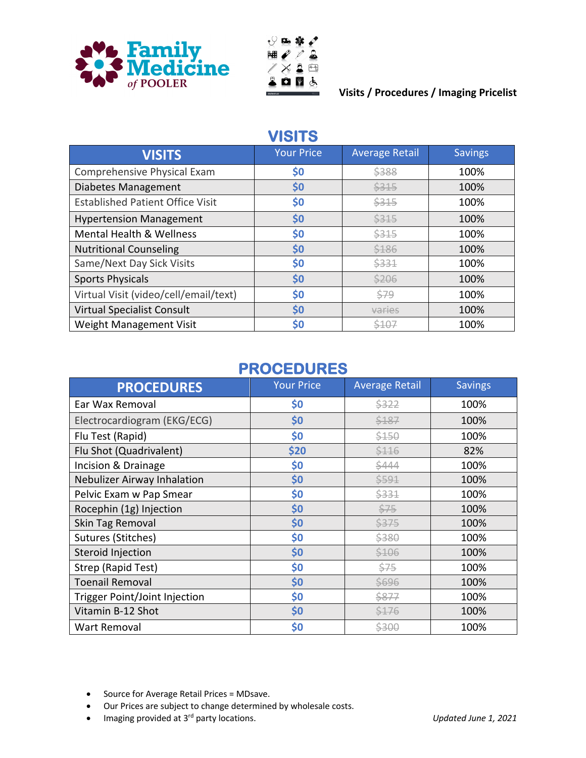Family Medicine of POOLER

**Visits / Procedures / Imaging Pricelist**

## VISITS

| VISITS | Your Price | Average Retail | Savings |
|---|---|---|---|
| Comprehensive Physical Exam | $0 | ~~$388~~ | 100% |
| Diabetes Management | $0 | ~~$315~~ | 100% |
| Established Patient Office Visit | $0 | ~~$315~~ | 100% |
| Hypertension Management | $0 | ~~$315~~ | 100% |
| Mental Health & Wellness | $0 | ~~$315~~ | 100% |
| Nutritional Counseling | $0 | ~~$186~~ | 100% |
| Same/Next Day Sick Visits | $0 | ~~$331~~ | 100% |
| Sports Physicals | $0 | ~~$206~~ | 100% |
| Virtual Visit (video/cell/email/text) | $0 | ~~$79~~ | 100% |
| Virtual Specialist Consult | $0 | ~~varies~~ | 100% |
| Weight Management Visit | $0 | ~~$107~~ | 100% |

## PROCEDURES

| PROCEDURES | Your Price | Average Retail | Savings |
|---|---|---|---|
| Ear Wax Removal | $0 | ~~$322~~ | 100% |
| Electrocardiogram (EKG/ECG) | $0 | ~~$187~~ | 100% |
| Flu Test (Rapid) | $0 | ~~$150~~ | 100% |
| Flu Shot (Quadrivalent) | $20 | ~~$116~~ | 82% |
| Incision & Drainage | $0 | ~~$444~~ | 100% |
| Nebulizer Airway Inhalation | $0 | ~~$591~~ | 100% |
| Pelvic Exam w Pap Smear | $0 | ~~$331~~ | 100% |
| Rocephin (1g) Injection | $0 | ~~$75~~ | 100% |
| Skin Tag Removal | $0 | ~~$375~~ | 100% |
| Sutures (Stitches) | $0 | ~~$380~~ | 100% |
| Steroid Injection | $0 | ~~$106~~ | 100% |
| Strep (Rapid Test) | $0 | ~~$75~~ | 100% |
| Toenail Removal | $0 | ~~$696~~ | 100% |
| Trigger Point/Joint Injection | $0 | ~~$877~~ | 100% |
| Vitamin B-12 Shot | $0 | ~~$176~~ | 100% |
| Wart Removal | $0 | ~~$300~~ | 100% |

- Source for Average Retail Prices = MDsave.
- Our Prices are subject to change determined by wholesale costs.
- Imaging provided at 3rd party locations.

*Updated June 1, 2021*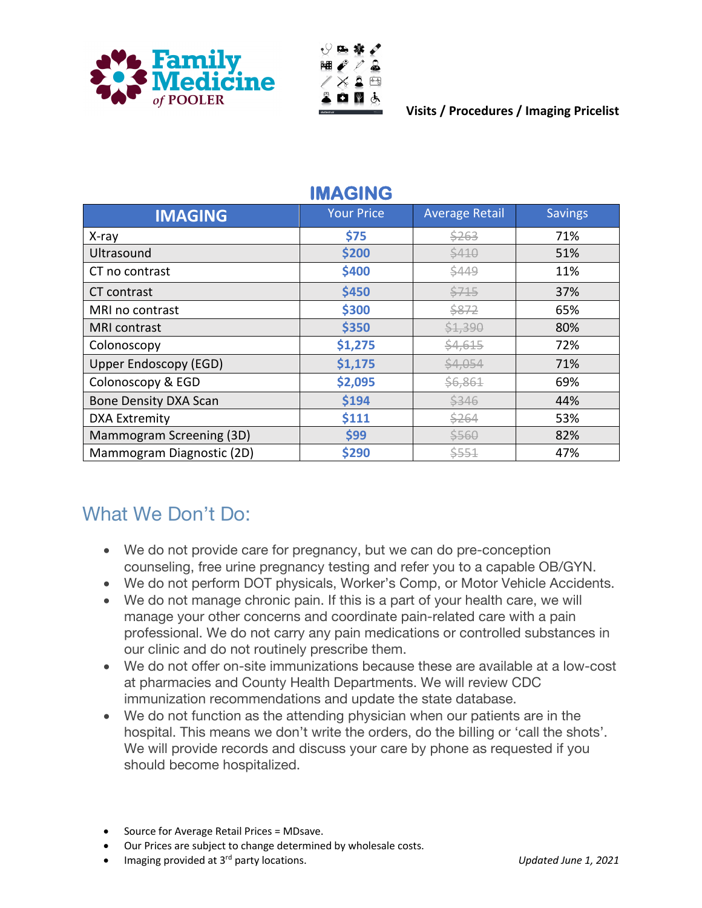**Visits / Procedures / Imaging Pricelist**

## IMAGING

| IMAGING | Your Price | Average Retail | Savings |
|---|---|---|---|
| X-ray | **$75** | ~~$263~~ | 71% |
| Ultrasound | **$200** | ~~$410~~ | 51% |
| CT no contrast | **$400** | ~~$449~~ | 11% |
| CT contrast | **$450** | ~~$715~~ | 37% |
| MRI no contrast | **$300** | ~~$872~~ | 65% |
| MRI contrast | **$350** | ~~$1,390~~ | 80% |
| Colonoscopy | **$1,275** | ~~$4,615~~ | 72% |
| Upper Endoscopy (EGD) | **$1,175** | ~~$4,054~~ | 71% |
| Colonoscopy & EGD | **$2,095** | ~~$6,861~~ | 69% |
| Bone Density DXA Scan | **$194** | ~~$346~~ | 44% |
| DXA Extremity | **$111** | ~~$264~~ | 53% |
| Mammogram Screening (3D) | **$99** | ~~$560~~ | 82% |
| Mammogram Diagnostic (2D) | **$290** | ~~$551~~ | 47% |

## What We Don't Do:

- We do not provide care for pregnancy, but we can do pre-conception counseling, free urine pregnancy testing and refer you to a capable OB/GYN.
- We do not perform DOT physicals, Worker's Comp, or Motor Vehicle Accidents.
- We do not manage chronic pain. If this is a part of your health care, we will manage your other concerns and coordinate pain-related care with a pain professional. We do not carry any pain medications or controlled substances in our clinic and do not routinely prescribe them.
- We do not offer on-site immunizations because these are available at a low-cost at pharmacies and County Health Departments. We will review CDC immunization recommendations and update the state database.
- We do not function as the attending physician when our patients are in the hospital. This means we don't write the orders, do the billing or 'call the shots'. We will provide records and discuss your care by phone as requested if you should become hospitalized.

- Source for Average Retail Prices = MDsave.
- Our Prices are subject to change determined by wholesale costs.
- Imaging provided at 3rd party locations.

*Updated June 1, 2021*